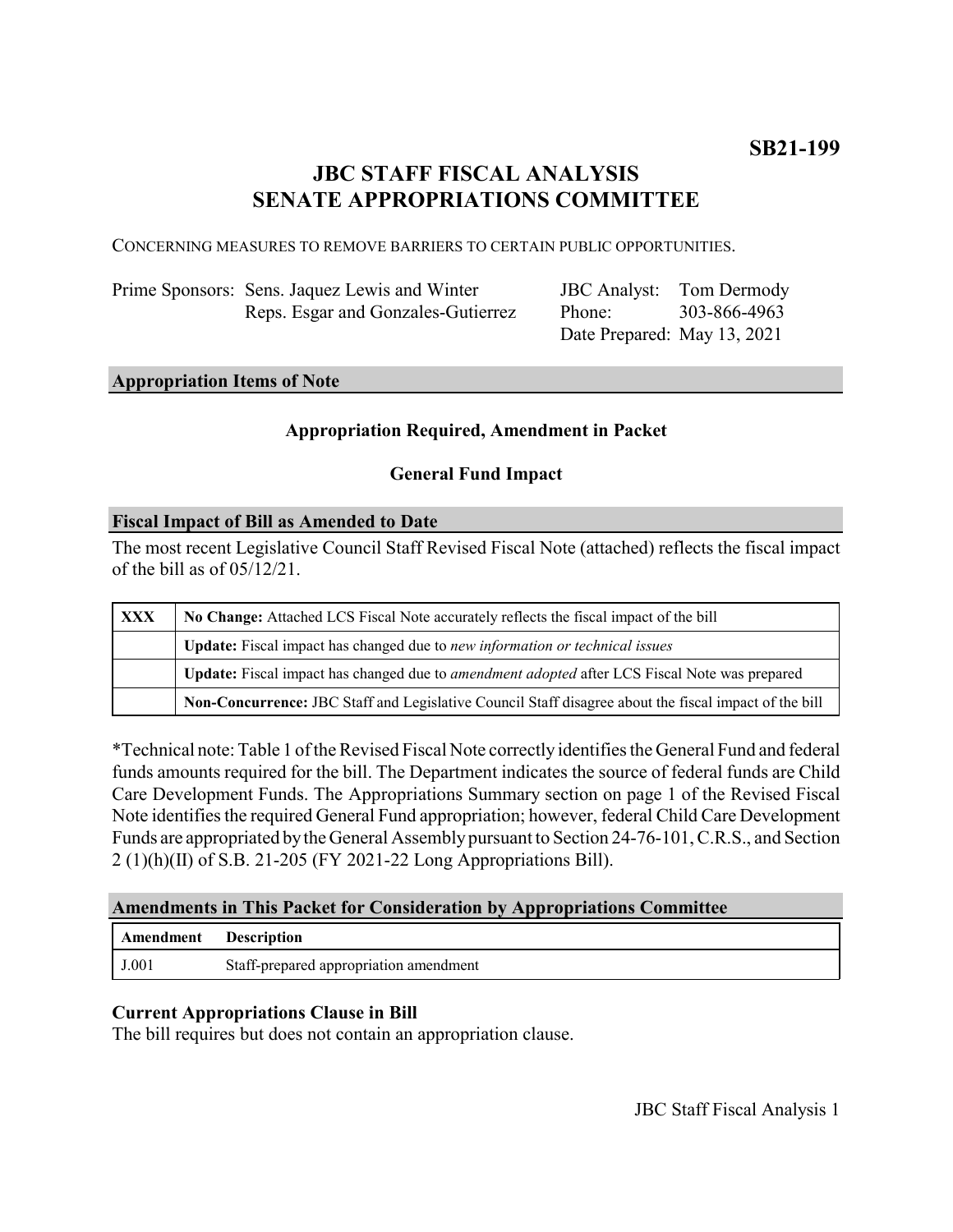**SB21-199**

# JBC STAFF FISCAL ANALYSIS
# SENATE APPROPRIATIONS COMMITTEE

CONCERNING MEASURES TO REMOVE BARRIERS TO CERTAIN PUBLIC OPPORTUNITIES.

| | | | |
|---|---|---|---|
| Prime Sponsors: | Sens. Jaquez Lewis and Winter | JBC Analyst: | Tom Dermody |
| | Reps. Esgar and Gonzales-Gutierrez | Phone: | 303-866-4963 |
| | | Date Prepared: | May 13, 2021 |

## Appropriation Items of Note

**Appropriation Required, Amendment in Packet**

**General Fund Impact**

## Fiscal Impact of Bill as Amended to Date

The most recent Legislative Council Staff Revised Fiscal Note (attached) reflects the fiscal impact of the bill as of 05/12/21.

| | |
|---|---|
| **XXX** | **No Change:** Attached LCS Fiscal Note accurately reflects the fiscal impact of the bill |
| | **Update:** Fiscal impact has changed due to *new information or technical issues* |
| | **Update:** Fiscal impact has changed due to *amendment adopted* after LCS Fiscal Note was prepared |
| | **Non-Concurrence:** JBC Staff and Legislative Council Staff disagree about the fiscal impact of the bill |

*Technical note: Table 1 of the Revised Fiscal Note correctly identifies the General Fund and federal funds amounts required for the bill. The Department indicates the source of federal funds are Child Care Development Funds. The Appropriations Summary section on page 1 of the Revised Fiscal Note identifies the required General Fund appropriation; however, federal Child Care Development Funds are appropriated by the General Assembly pursuant to Section 24-76-101, C.R.S., and Section 2 (1)(h)(II) of S.B. 21-205 (FY 2021-22 Long Appropriations Bill).

## Amendments in This Packet for Consideration by Appropriations Committee

| Amendment | Description |
|---|---|
| J.001 | Staff-prepared appropriation amendment |

### Current Appropriations Clause in Bill

The bill requires but does not contain an appropriation clause.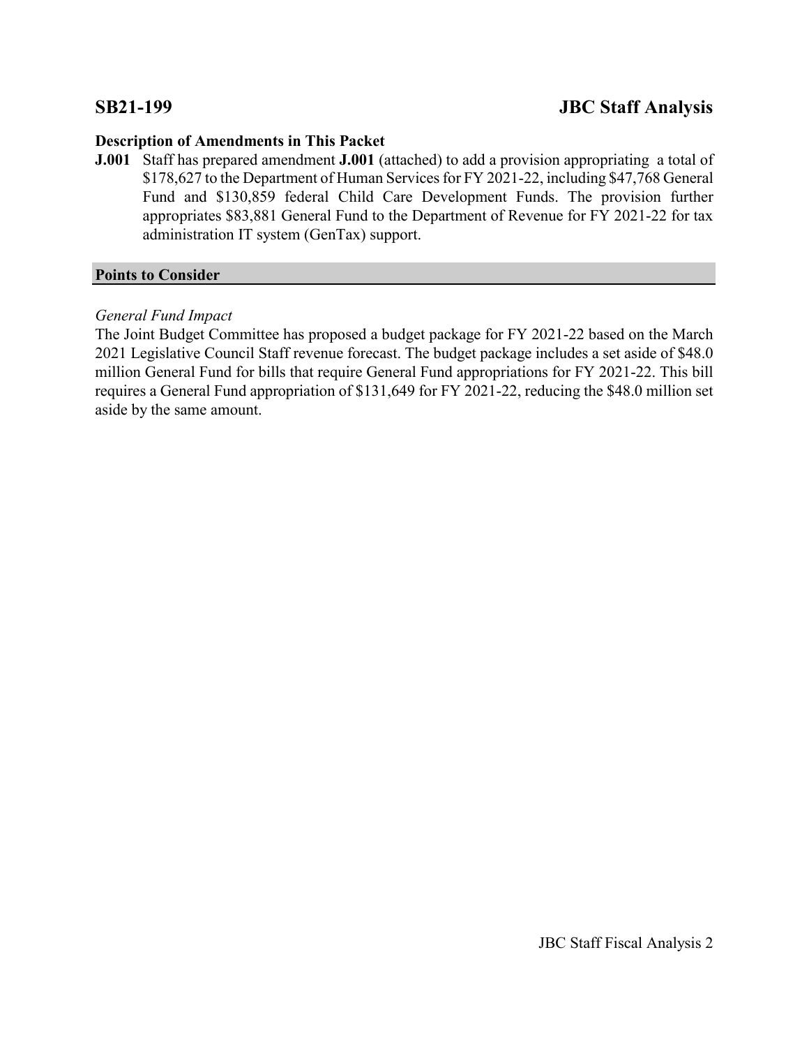**SB21-199** **JBC Staff Analysis**

**Description of Amendments in This Packet**

**J.001** Staff has prepared amendment **J.001** (attached) to add a provision appropriating a total of $178,627 to the Department of Human Services for FY 2021-22, including $47,768 General Fund and $130,859 federal Child Care Development Funds. The provision further appropriates $83,881 General Fund to the Department of Revenue for FY 2021-22 for tax administration IT system (GenTax) support.

## Points to Consider

*General Fund Impact*

The Joint Budget Committee has proposed a budget package for FY 2021-22 based on the March 2021 Legislative Council Staff revenue forecast. The budget package includes a set aside of $48.0 million General Fund for bills that require General Fund appropriations for FY 2021-22. This bill requires a General Fund appropriation of $131,649 for FY 2021-22, reducing the $48.0 million set aside by the same amount.